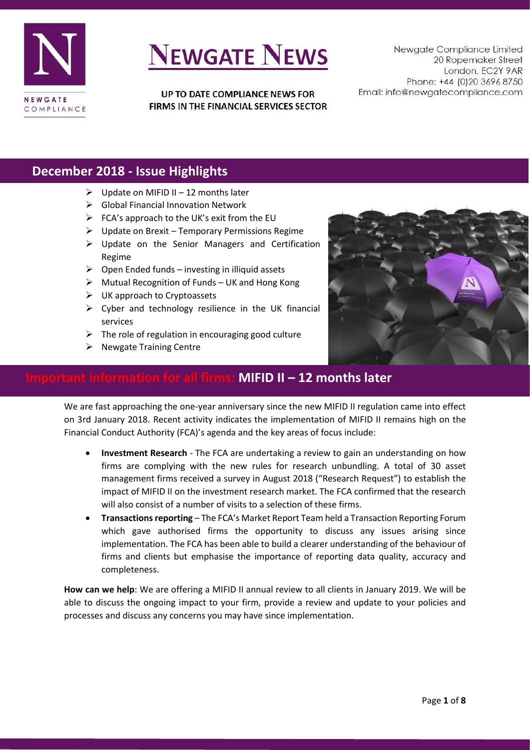# NEWGATE NEWS

UP TO DATE COMPLIANCE NEWS FOR FIRMS IN THE FINANCIAL SERVICES SECTOR

Newgate Compliance Limited
20 Ropemaker Street
London. EC2Y 9AR
Phone: +44 (0)20 3696 8750
Email: info@newgatecompliance.com

## December 2018 - Issue Highlights

- Update on MIFID II – 12 months later
- Global Financial Innovation Network
- FCA's approach to the UK's exit from the EU
- Update on Brexit – Temporary Permissions Regime
- Update on the Senior Managers and Certification Regime
- Open Ended funds – investing in illiquid assets
- Mutual Recognition of Funds – UK and Hong Kong
- UK approach to Cryptoassets
- Cyber and technology resilience in the UK financial services
- The role of regulation in encouraging good culture
- Newgate Training Centre

## Important information for all firms: MIFID II – 12 months later

We are fast approaching the one-year anniversary since the new MIFID II regulation came into effect on 3rd January 2018. Recent activity indicates the implementation of MIFID II remains high on the Financial Conduct Authority (FCA)'s agenda and the key areas of focus include:

- **Investment Research** - The FCA are undertaking a review to gain an understanding on how firms are complying with the new rules for research unbundling. A total of 30 asset management firms received a survey in August 2018 ("Research Request") to establish the impact of MIFID II on the investment research market. The FCA confirmed that the research will also consist of a number of visits to a selection of these firms.
- **Transactions reporting** – The FCA's Market Report Team held a Transaction Reporting Forum which gave authorised firms the opportunity to discuss any issues arising since implementation. The FCA has been able to build a clearer understanding of the behaviour of firms and clients but emphasise the importance of reporting data quality, accuracy and completeness.

**How can we help**: We are offering a MIFID II annual review to all clients in January 2019. We will be able to discuss the ongoing impact to your firm, provide a review and update to your policies and processes and discuss any concerns you may have since implementation.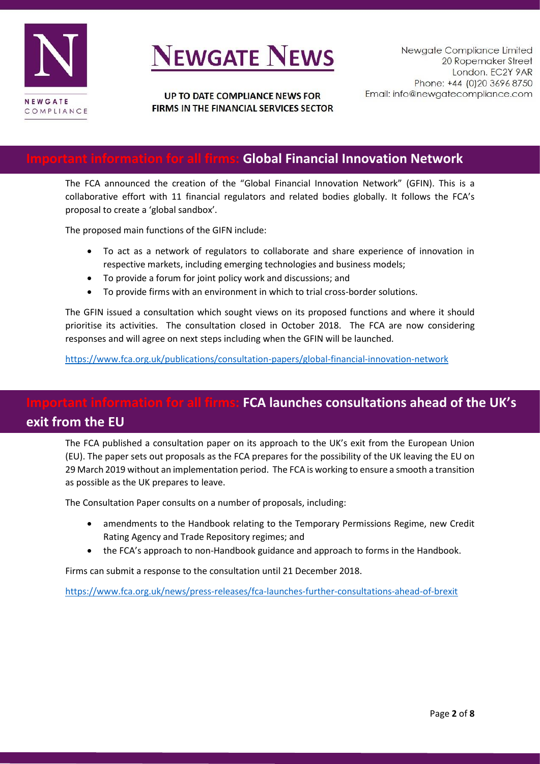## Important information for all firms: Global Financial Innovation Network

The FCA announced the creation of the "Global Financial Innovation Network" (GFIN). This is a collaborative effort with 11 financial regulators and related bodies globally. It follows the FCA's proposal to create a 'global sandbox'.

The proposed main functions of the GIFN include:

- To act as a network of regulators to collaborate and share experience of innovation in respective markets, including emerging technologies and business models;
- To provide a forum for joint policy work and discussions; and
- To provide firms with an environment in which to trial cross-border solutions.

The GFIN issued a consultation which sought views on its proposed functions and where it should prioritise its activities. The consultation closed in October 2018. The FCA are now considering responses and will agree on next steps including when the GFIN will be launched.

https://www.fca.org.uk/publications/consultation-papers/global-financial-innovation-network

## Important information for all firms: FCA launches consultations ahead of the UK's exit from the EU

The FCA published a consultation paper on its approach to the UK's exit from the European Union (EU). The paper sets out proposals as the FCA prepares for the possibility of the UK leaving the EU on 29 March 2019 without an implementation period. The FCA is working to ensure a smooth a transition as possible as the UK prepares to leave.

The Consultation Paper consults on a number of proposals, including:

- amendments to the Handbook relating to the Temporary Permissions Regime, new Credit Rating Agency and Trade Repository regimes; and
- the FCA's approach to non-Handbook guidance and approach to forms in the Handbook.

Firms can submit a response to the consultation until 21 December 2018.

https://www.fca.org.uk/news/press-releases/fca-launches-further-consultations-ahead-of-brexit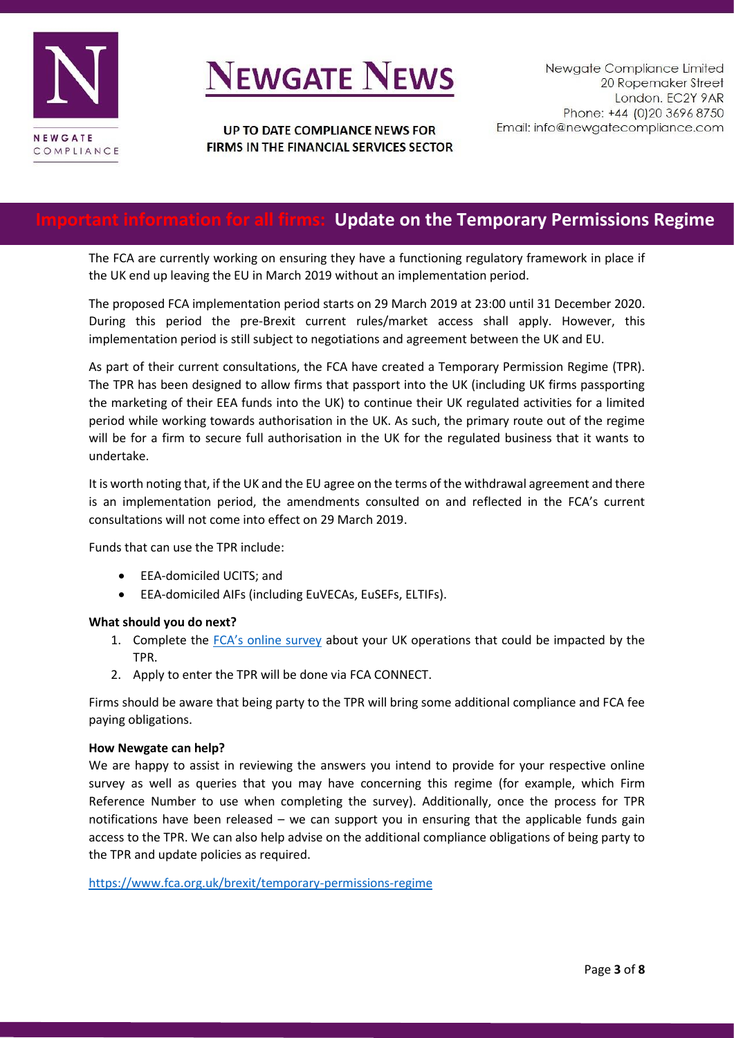## Important information for all firms: Update on the Temporary Permissions Regime

The FCA are currently working on ensuring they have a functioning regulatory framework in place if the UK end up leaving the EU in March 2019 without an implementation period.

The proposed FCA implementation period starts on 29 March 2019 at 23:00 until 31 December 2020. During this period the pre-Brexit current rules/market access shall apply. However, this implementation period is still subject to negotiations and agreement between the UK and EU.

As part of their current consultations, the FCA have created a Temporary Permission Regime (TPR). The TPR has been designed to allow firms that passport into the UK (including UK firms passporting the marketing of their EEA funds into the UK) to continue their UK regulated activities for a limited period while working towards authorisation in the UK. As such, the primary route out of the regime will be for a firm to secure full authorisation in the UK for the regulated business that it wants to undertake.

It is worth noting that, if the UK and the EU agree on the terms of the withdrawal agreement and there is an implementation period, the amendments consulted on and reflected in the FCA's current consultations will not come into effect on 29 March 2019.

Funds that can use the TPR include:

- EEA-domiciled UCITS; and
- EEA-domiciled AIFs (including EuVECAs, EuSEFs, ELTIFs).

**What should you do next?**

1. Complete the FCA's online survey about your UK operations that could be impacted by the TPR.
2. Apply to enter the TPR will be done via FCA CONNECT.

Firms should be aware that being party to the TPR will bring some additional compliance and FCA fee paying obligations.

**How Newgate can help?**

We are happy to assist in reviewing the answers you intend to provide for your respective online survey as well as queries that you may have concerning this regime (for example, which Firm Reference Number to use when completing the survey). Additionally, once the process for TPR notifications have been released – we can support you in ensuring that the applicable funds gain access to the TPR. We can also help advise on the additional compliance obligations of being party to the TPR and update policies as required.

https://www.fca.org.uk/brexit/temporary-permissions-regime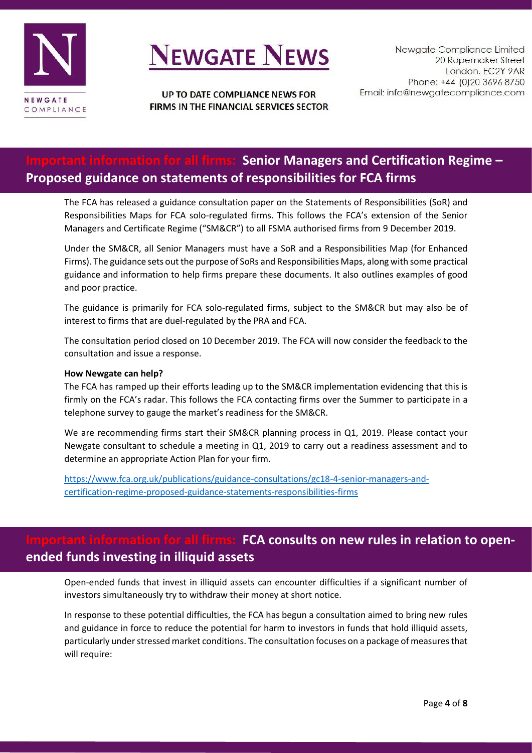## Important information for all firms: Senior Managers and Certification Regime – Proposed guidance on statements of responsibilities for FCA firms

The FCA has released a guidance consultation paper on the Statements of Responsibilities (SoR) and Responsibilities Maps for FCA solo-regulated firms. This follows the FCA's extension of the Senior Managers and Certificate Regime ("SM&CR") to all FSMA authorised firms from 9 December 2019.

Under the SM&CR, all Senior Managers must have a SoR and a Responsibilities Map (for Enhanced Firms). The guidance sets out the purpose of SoRs and Responsibilities Maps, along with some practical guidance and information to help firms prepare these documents. It also outlines examples of good and poor practice.

The guidance is primarily for FCA solo-regulated firms, subject to the SM&CR but may also be of interest to firms that are duel-regulated by the PRA and FCA.

The consultation period closed on 10 December 2019. The FCA will now consider the feedback to the consultation and issue a response.

**How Newgate can help?**

The FCA has ramped up their efforts leading up to the SM&CR implementation evidencing that this is firmly on the FCA's radar. This follows the FCA contacting firms over the Summer to participate in a telephone survey to gauge the market's readiness for the SM&CR.

We are recommending firms start their SM&CR planning process in Q1, 2019. Please contact your Newgate consultant to schedule a meeting in Q1, 2019 to carry out a readiness assessment and to determine an appropriate Action Plan for your firm.

https://www.fca.org.uk/publications/guidance-consultations/gc18-4-senior-managers-and-certification-regime-proposed-guidance-statements-responsibilities-firms

## Important information for all firms: FCA consults on new rules in relation to open-ended funds investing in illiquid assets

Open-ended funds that invest in illiquid assets can encounter difficulties if a significant number of investors simultaneously try to withdraw their money at short notice.

In response to these potential difficulties, the FCA has begun a consultation aimed to bring new rules and guidance in force to reduce the potential for harm to investors in funds that hold illiquid assets, particularly under stressed market conditions. The consultation focuses on a package of measures that will require: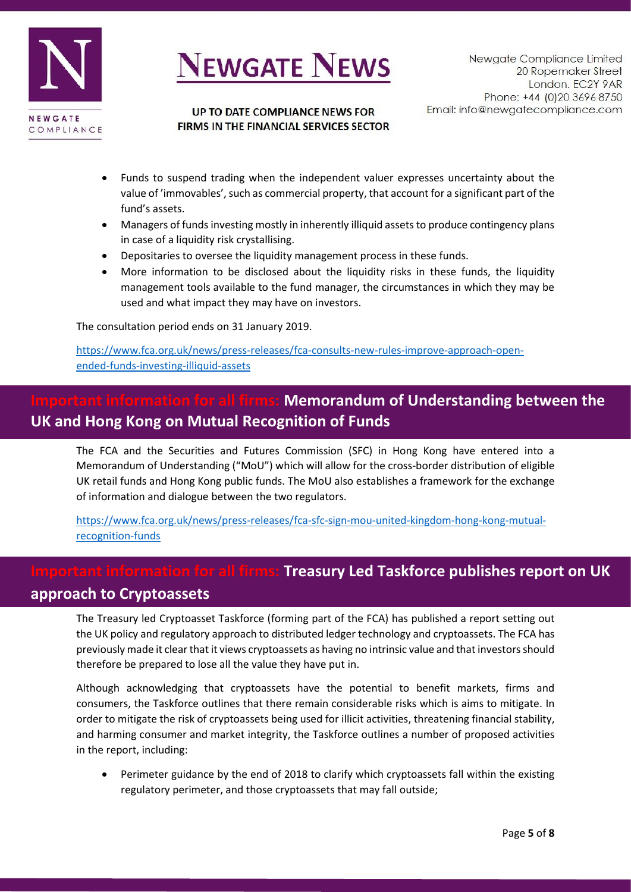- Funds to suspend trading when the independent valuer expresses uncertainty about the value of 'immovables', such as commercial property, that account for a significant part of the fund's assets.
- Managers of funds investing mostly in inherently illiquid assets to produce contingency plans in case of a liquidity risk crystallising.
- Depositaries to oversee the liquidity management process in these funds.
- More information to be disclosed about the liquidity risks in these funds, the liquidity management tools available to the fund manager, the circumstances in which they may be used and what impact they may have on investors.

The consultation period ends on 31 January 2019.

https://www.fca.org.uk/news/press-releases/fca-consults-new-rules-improve-approach-open-ended-funds-investing-illiquid-assets

## Important information for all firms: Memorandum of Understanding between the UK and Hong Kong on Mutual Recognition of Funds

The FCA and the Securities and Futures Commission (SFC) in Hong Kong have entered into a Memorandum of Understanding ("MoU") which will allow for the cross-border distribution of eligible UK retail funds and Hong Kong public funds. The MoU also establishes a framework for the exchange of information and dialogue between the two regulators.

https://www.fca.org.uk/news/press-releases/fca-sfc-sign-mou-united-kingdom-hong-kong-mutual-recognition-funds

## Important information for all firms: Treasury Led Taskforce publishes report on UK approach to Cryptoassets

The Treasury led Cryptoasset Taskforce (forming part of the FCA) has published a report setting out the UK policy and regulatory approach to distributed ledger technology and cryptoassets. The FCA has previously made it clear that it views cryptoassets as having no intrinsic value and that investors should therefore be prepared to lose all the value they have put in.

Although acknowledging that cryptoassets have the potential to benefit markets, firms and consumers, the Taskforce outlines that there remain considerable risks which is aims to mitigate. In order to mitigate the risk of cryptoassets being used for illicit activities, threatening financial stability, and harming consumer and market integrity, the Taskforce outlines a number of proposed activities in the report, including:

- Perimeter guidance by the end of 2018 to clarify which cryptoassets fall within the existing regulatory perimeter, and those cryptoassets that may fall outside;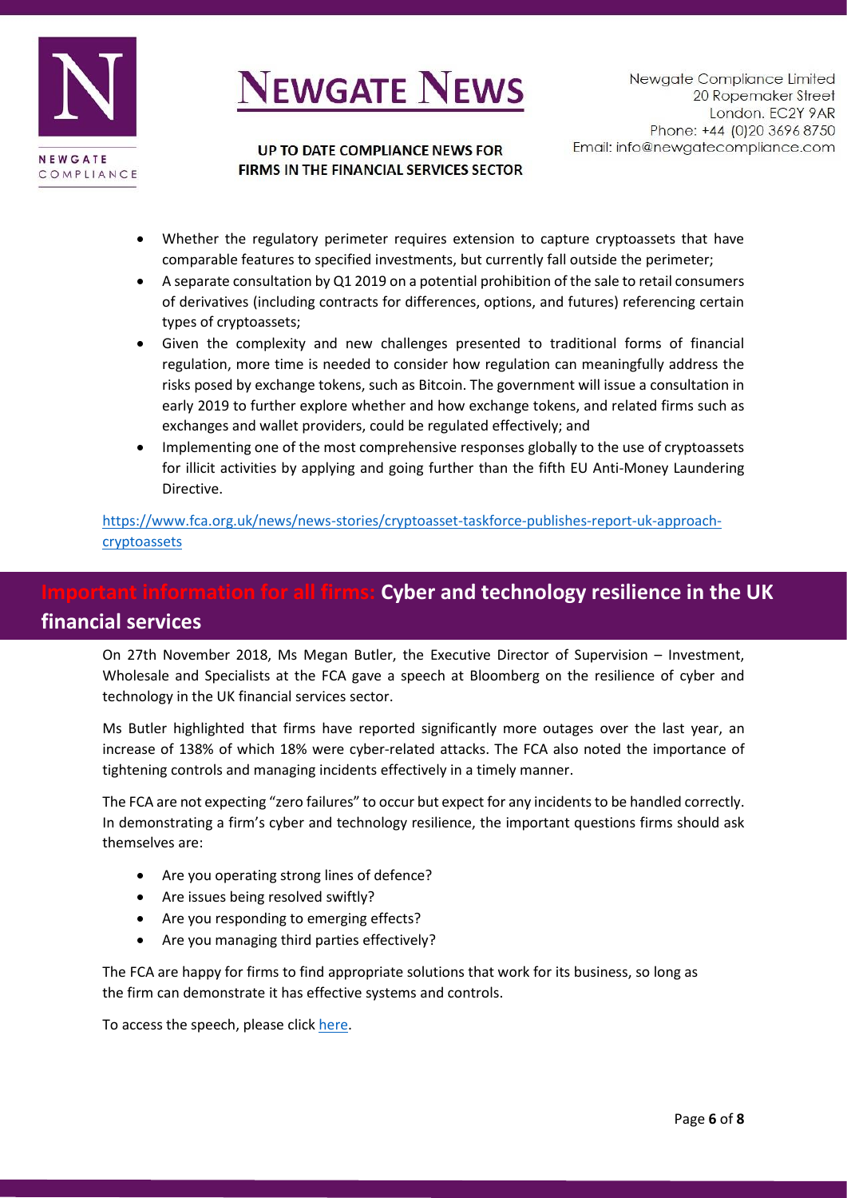- Whether the regulatory perimeter requires extension to capture cryptoassets that have comparable features to specified investments, but currently fall outside the perimeter;
- A separate consultation by Q1 2019 on a potential prohibition of the sale to retail consumers of derivatives (including contracts for differences, options, and futures) referencing certain types of cryptoassets;
- Given the complexity and new challenges presented to traditional forms of financial regulation, more time is needed to consider how regulation can meaningfully address the risks posed by exchange tokens, such as Bitcoin. The government will issue a consultation in early 2019 to further explore whether and how exchange tokens, and related firms such as exchanges and wallet providers, could be regulated effectively; and
- Implementing one of the most comprehensive responses globally to the use of cryptoassets for illicit activities by applying and going further than the fifth EU Anti-Money Laundering Directive.

https://www.fca.org.uk/news/news-stories/cryptoasset-taskforce-publishes-report-uk-approach-cryptoassets

## Important information for all firms: Cyber and technology resilience in the UK financial services

On 27th November 2018, Ms Megan Butler, the Executive Director of Supervision – Investment, Wholesale and Specialists at the FCA gave a speech at Bloomberg on the resilience of cyber and technology in the UK financial services sector.

Ms Butler highlighted that firms have reported significantly more outages over the last year, an increase of 138% of which 18% were cyber-related attacks. The FCA also noted the importance of tightening controls and managing incidents effectively in a timely manner.

The FCA are not expecting "zero failures" to occur but expect for any incidents to be handled correctly. In demonstrating a firm's cyber and technology resilience, the important questions firms should ask themselves are:

- Are you operating strong lines of defence?
- Are issues being resolved swiftly?
- Are you responding to emerging effects?
- Are you managing third parties effectively?

The FCA are happy for firms to find appropriate solutions that work for its business, so long as the firm can demonstrate it has effective systems and controls.

To access the speech, please click here.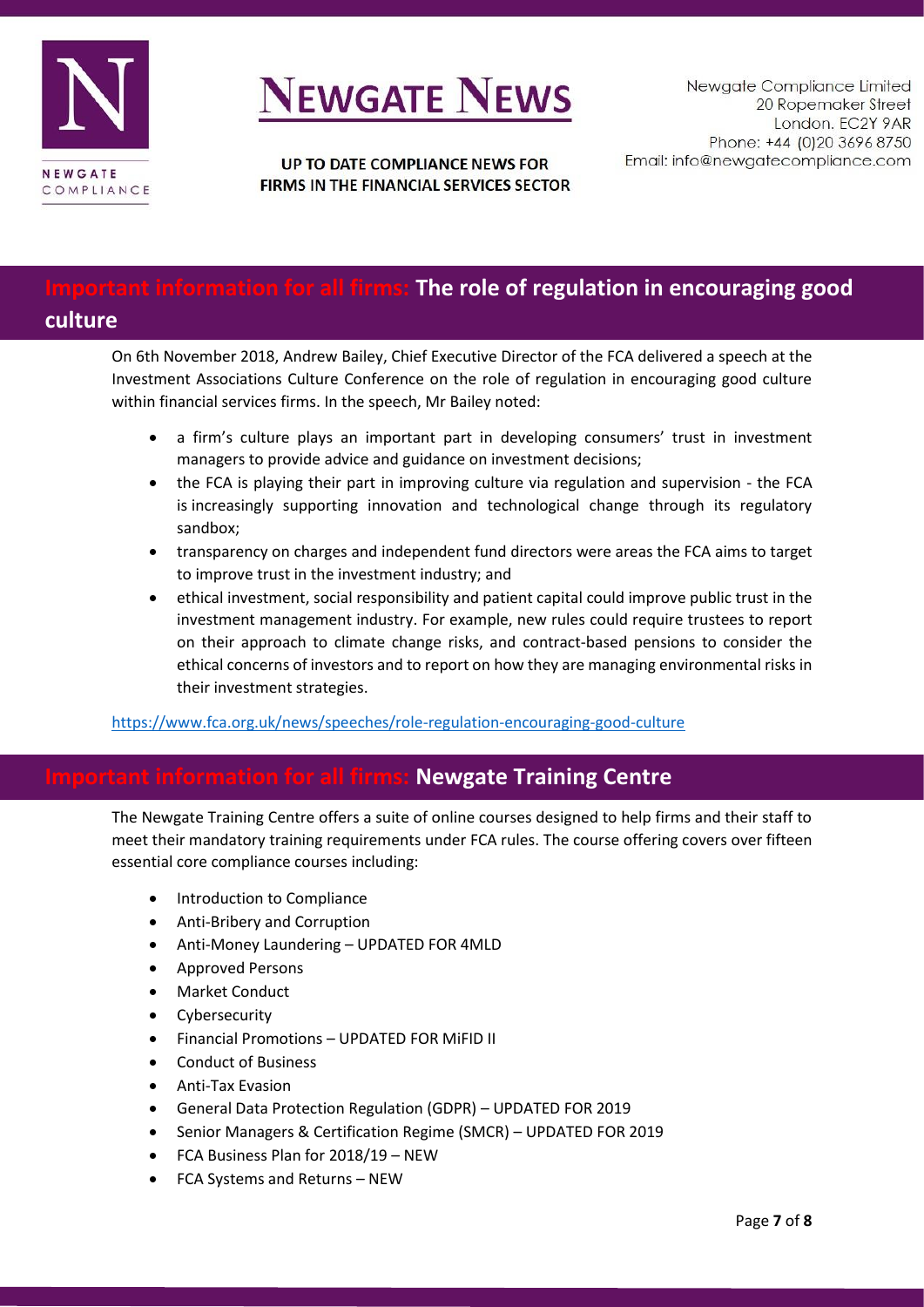## Important information for all firms: The role of regulation in encouraging good culture

On 6th November 2018, Andrew Bailey, Chief Executive Director of the FCA delivered a speech at the Investment Associations Culture Conference on the role of regulation in encouraging good culture within financial services firms. In the speech, Mr Bailey noted:

- a firm's culture plays an important part in developing consumers' trust in investment managers to provide advice and guidance on investment decisions;
- the FCA is playing their part in improving culture via regulation and supervision - the FCA is increasingly supporting innovation and technological change through its regulatory sandbox;
- transparency on charges and independent fund directors were areas the FCA aims to target to improve trust in the investment industry; and
- ethical investment, social responsibility and patient capital could improve public trust in the investment management industry. For example, new rules could require trustees to report on their approach to climate change risks, and contract-based pensions to consider the ethical concerns of investors and to report on how they are managing environmental risks in their investment strategies.

https://www.fca.org.uk/news/speeches/role-regulation-encouraging-good-culture

## Important information for all firms: Newgate Training Centre

The Newgate Training Centre offers a suite of online courses designed to help firms and their staff to meet their mandatory training requirements under FCA rules. The course offering covers over fifteen essential core compliance courses including:

- Introduction to Compliance
- Anti-Bribery and Corruption
- Anti-Money Laundering – UPDATED FOR 4MLD
- Approved Persons
- Market Conduct
- Cybersecurity
- Financial Promotions – UPDATED FOR MiFID II
- Conduct of Business
- Anti-Tax Evasion
- General Data Protection Regulation (GDPR) – UPDATED FOR 2019
- Senior Managers & Certification Regime (SMCR) – UPDATED FOR 2019
- FCA Business Plan for 2018/19 – NEW
- FCA Systems and Returns – NEW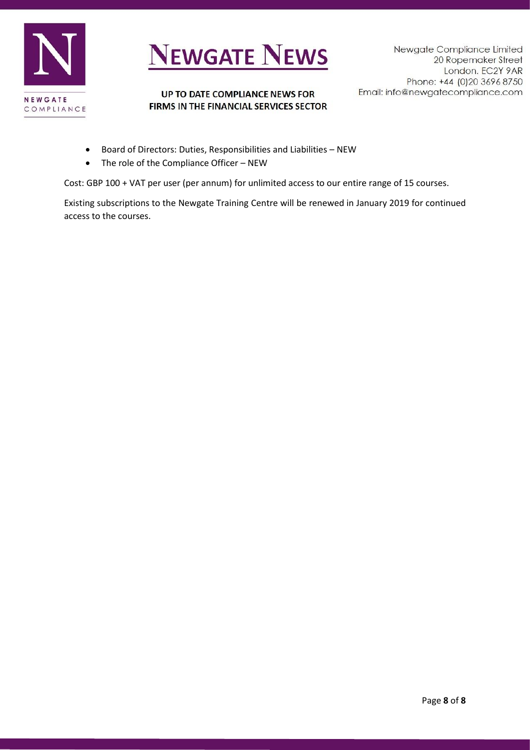- Board of Directors: Duties, Responsibilities and Liabilities – NEW
- The role of the Compliance Officer – NEW

Cost: GBP 100 + VAT per user (per annum) for unlimited access to our entire range of 15 courses.

Existing subscriptions to the Newgate Training Centre will be renewed in January 2019 for continued access to the courses.